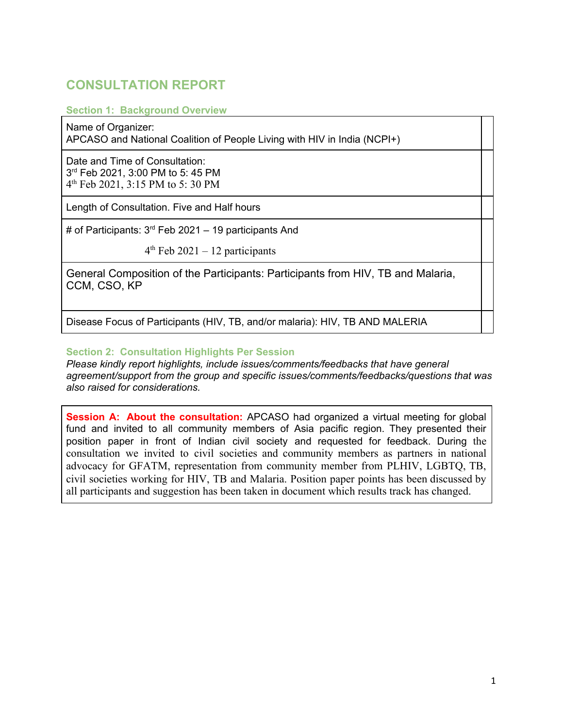## CONSULTATION REPORT

### Section 1: Background Overview

| | |
|---|---|
| Name of Organizer:<br>APCASO and National Coalition of People Living with HIV in India (NCPI+) | |
| Date and Time of Consultation:<br>3rd Feb 2021, 3:00 PM to 5: 45 PM<br>4th Feb 2021, 3:15 PM to 5: 30 PM | |
| Length of Consultation. Five and Half hours | |
| # of Participants: 3rd Feb 2021 – 19 participants And<br>4th Feb 2021 – 12 participants | |
| General Composition of the Participants: Participants from HIV, TB and Malaria, CCM, CSO, KP | |
| Disease Focus of Participants (HIV, TB, and/or malaria): HIV, TB AND MALERIA | |

### Section 2: Consultation Highlights Per Session

*Please kindly report highlights, include issues/comments/feedbacks that have general agreement/support from the group and specific issues/comments/feedbacks/questions that was also raised for considerations.*

**Session A: About the consultation:** APCASO had organized a virtual meeting for global fund and invited to all community members of Asia pacific region. They presented their position paper in front of Indian civil society and requested for feedback. During the consultation we invited to civil societies and community members as partners in national advocacy for GFATM, representation from community member from PLHIV, LGBTQ, TB, civil societies working for HIV, TB and Malaria. Position paper points has been discussed by all participants and suggestion has been taken in document which results track has changed.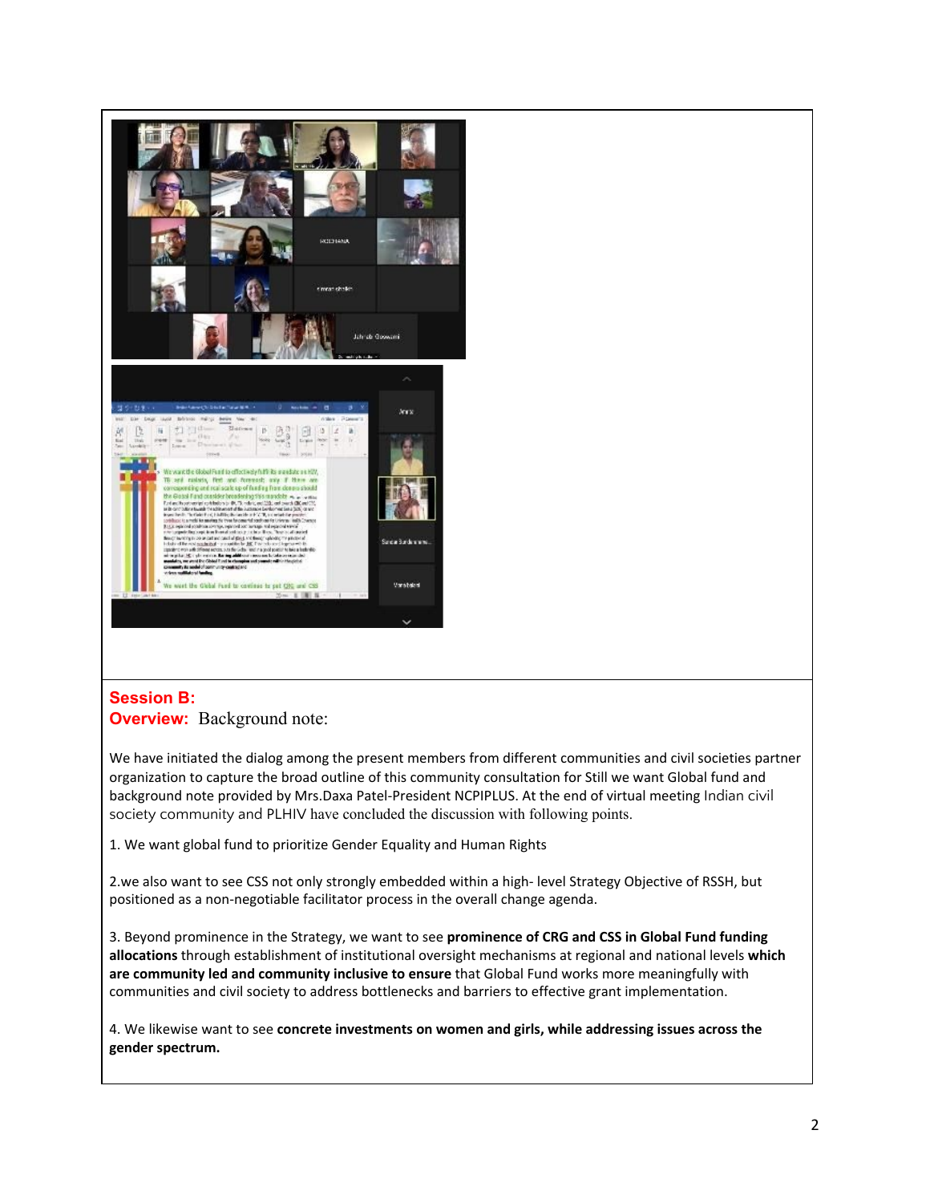**Session B:**

**Overview:** Background note:

We have initiated the dialog among the present members from different communities and civil societies partner organization to capture the broad outline of this community consultation for Still we want Global fund and background note provided by Mrs.Daxa Patel-President NCPIPLUS. At the end of virtual meeting Indian civil society community and PLHIV have concluded the discussion with following points.

1. We want global fund to prioritize Gender Equality and Human Rights

2.we also want to see CSS not only strongly embedded within a high- level Strategy Objective of RSSH, but positioned as a non-negotiable facilitator process in the overall change agenda.

3. Beyond prominence in the Strategy, we want to see **prominence of CRG and CSS in Global Fund funding allocations** through establishment of institutional oversight mechanisms at regional and national levels **which are community led and community inclusive to ensure** that Global Fund works more meaningfully with communities and civil society to address bottlenecks and barriers to effective grant implementation.

4. We likewise want to see **concrete investments on women and girls, while addressing issues across the gender spectrum.**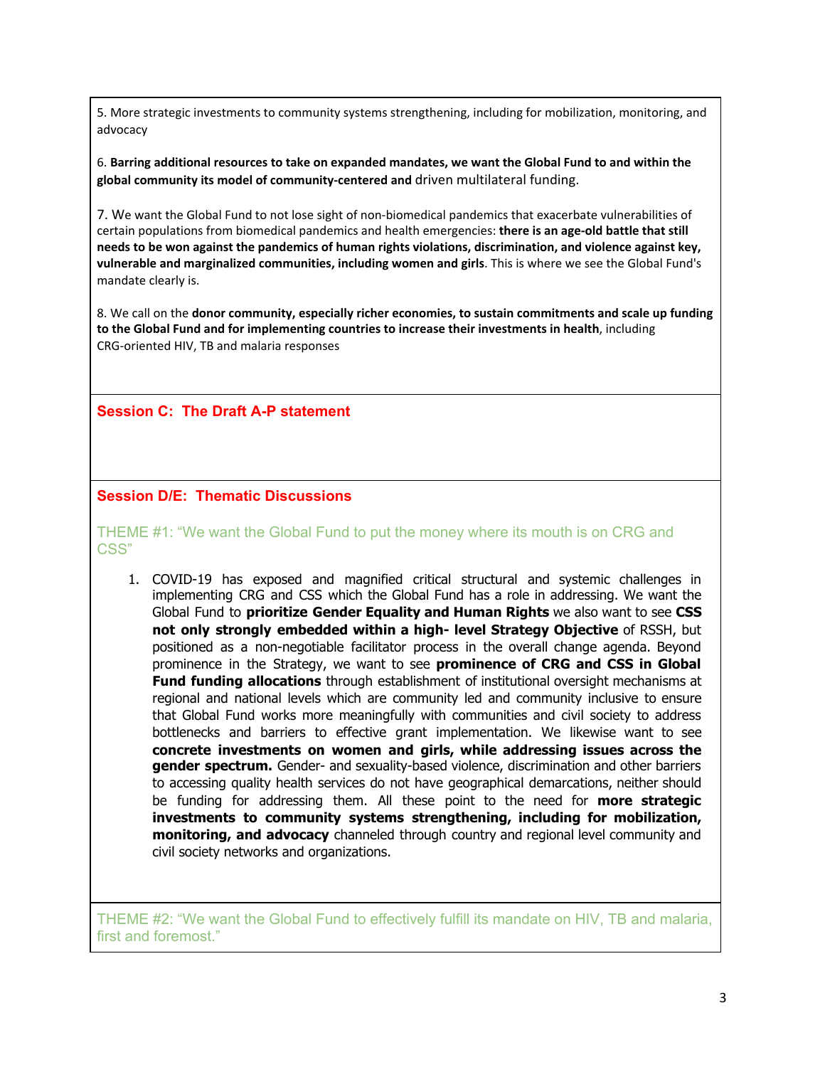5. More strategic investments to community systems strengthening, including for mobilization, monitoring, and advocacy

6. **Barring additional resources to take on expanded mandates, we want the Global Fund to and within the global community its model of community-centered and** driven multilateral funding.

7. We want the Global Fund to not lose sight of non-biomedical pandemics that exacerbate vulnerabilities of certain populations from biomedical pandemics and health emergencies: **there is an age-old battle that still needs to be won against the pandemics of human rights violations, discrimination, and violence against key, vulnerable and marginalized communities, including women and girls**. This is where we see the Global Fund's mandate clearly is.

8. We call on the **donor community, especially richer economies, to sustain commitments and scale up funding to the Global Fund and for implementing countries to increase their investments in health**, including CRG-oriented HIV, TB and malaria responses

## Session C: The Draft A-P statement

## Session D/E: Thematic Discussions

### THEME #1: "We want the Global Fund to put the money where its mouth is on CRG and CSS"

1. COVID-19 has exposed and magnified critical structural and systemic challenges in implementing CRG and CSS which the Global Fund has a role in addressing. We want the Global Fund to **prioritize Gender Equality and Human Rights** we also want to see **CSS not only strongly embedded within a high- level Strategy Objective** of RSSH, but positioned as a non-negotiable facilitator process in the overall change agenda. Beyond prominence in the Strategy, we want to see **prominence of CRG and CSS in Global Fund funding allocations** through establishment of institutional oversight mechanisms at regional and national levels which are community led and community inclusive to ensure that Global Fund works more meaningfully with communities and civil society to address bottlenecks and barriers to effective grant implementation. We likewise want to see **concrete investments on women and girls, while addressing issues across the gender spectrum.** Gender- and sexuality-based violence, discrimination and other barriers to accessing quality health services do not have geographical demarcations, neither should be funding for addressing them. All these point to the need for **more strategic investments to community systems strengthening, including for mobilization, monitoring, and advocacy** channeled through country and regional level community and civil society networks and organizations.

### THEME #2: "We want the Global Fund to effectively fulfill its mandate on HIV, TB and malaria, first and foremost."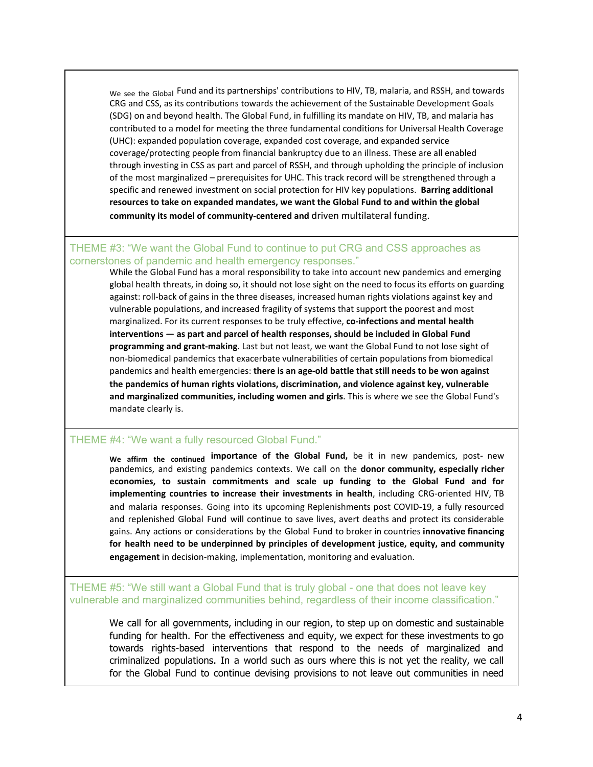We see the Global Fund and its partnerships' contributions to HIV, TB, malaria, and RSSH, and towards CRG and CSS, as its contributions towards the achievement of the Sustainable Development Goals (SDG) on and beyond health. The Global Fund, in fulfilling its mandate on HIV, TB, and malaria has contributed to a model for meeting the three fundamental conditions for Universal Health Coverage (UHC): expanded population coverage, expanded cost coverage, and expanded service coverage/protecting people from financial bankruptcy due to an illness. These are all enabled through investing in CSS as part and parcel of RSSH, and through upholding the principle of inclusion of the most marginalized – prerequisites for UHC. This track record will be strengthened through a specific and renewed investment on social protection for HIV key populations. **Barring additional resources to take on expanded mandates, we want the Global Fund to and within the global community its model of community-centered and** driven multilateral funding.

## THEME #3: "We want the Global Fund to continue to put CRG and CSS approaches as cornerstones of pandemic and health emergency responses."

While the Global Fund has a moral responsibility to take into account new pandemics and emerging global health threats, in doing so, it should not lose sight on the need to focus its efforts on guarding against: roll-back of gains in the three diseases, increased human rights violations against key and vulnerable populations, and increased fragility of systems that support the poorest and most marginalized. For its current responses to be truly effective, **co-infections and mental health interventions — as part and parcel of health responses, should be included in Global Fund programming and grant-making**. Last but not least, we want the Global Fund to not lose sight of non-biomedical pandemics that exacerbate vulnerabilities of certain populations from biomedical pandemics and health emergencies: **there is an age-old battle that still needs to be won against the pandemics of human rights violations, discrimination, and violence against key, vulnerable and marginalized communities, including women and girls**. This is where we see the Global Fund's mandate clearly is.

## THEME #4: "We want a fully resourced Global Fund."

**We affirm the continued importance of the Global Fund,** be it in new pandemics, post- new pandemics, and existing pandemics contexts. We call on the **donor community, especially richer economies, to sustain commitments and scale up funding to the Global Fund and for implementing countries to increase their investments in health**, including CRG-oriented HIV, TB and malaria responses. Going into its upcoming Replenishments post COVID-19, a fully resourced and replenished Global Fund will continue to save lives, avert deaths and protect its considerable gains. Any actions or considerations by the Global Fund to broker in countries **innovative financing for health need to be underpinned by principles of development justice, equity, and community engagement** in decision-making, implementation, monitoring and evaluation.

## THEME #5: "We still want a Global Fund that is truly global - one that does not leave key vulnerable and marginalized communities behind, regardless of their income classification."

We call for all governments, including in our region, to step up on domestic and sustainable funding for health. For the effectiveness and equity, we expect for these investments to go towards rights-based interventions that respond to the needs of marginalized and criminalized populations. In a world such as ours where this is not yet the reality, we call for the Global Fund to continue devising provisions to not leave out communities in need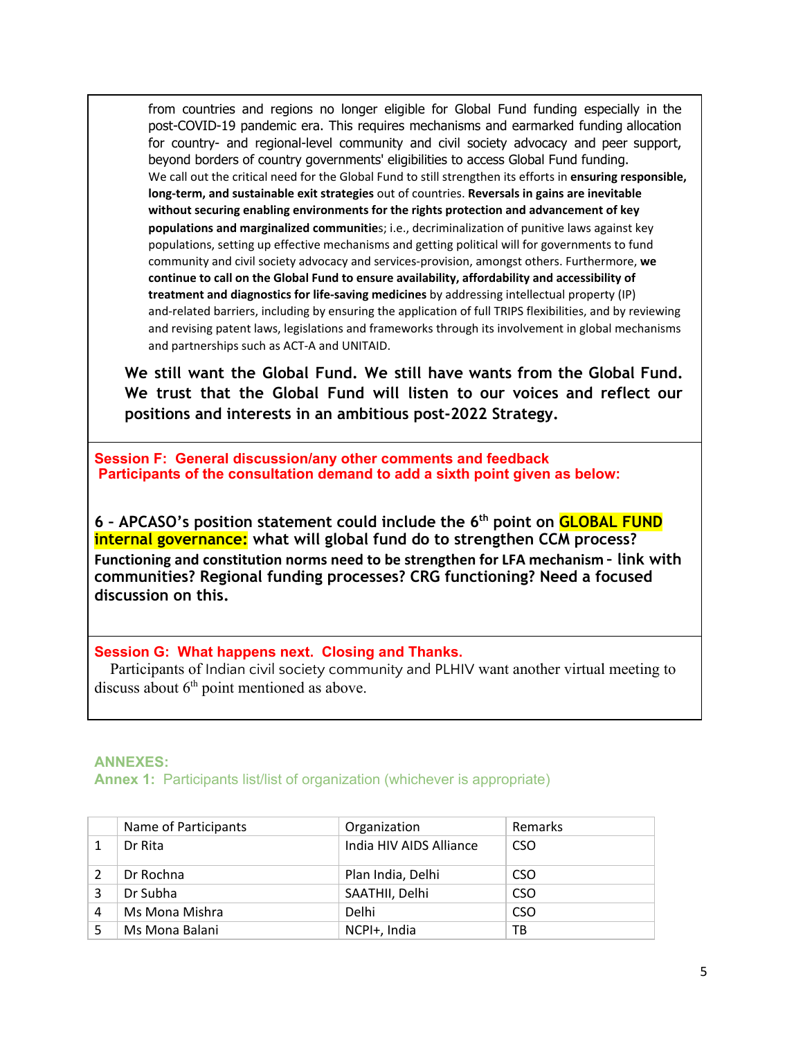from countries and regions no longer eligible for Global Fund funding especially in the post-COVID-19 pandemic era. This requires mechanisms and earmarked funding allocation for country- and regional-level community and civil society advocacy and peer support, beyond borders of country governments' eligibilities to access Global Fund funding.

We call out the critical need for the Global Fund to still strengthen its efforts in **ensuring responsible, long-term, and sustainable exit strategies** out of countries. **Reversals in gains are inevitable without securing enabling environments for the rights protection and advancement of key populations and marginalized communitie**s; i.e., decriminalization of punitive laws against key populations, setting up effective mechanisms and getting political will for governments to fund community and civil society advocacy and services-provision, amongst others. Furthermore, **we continue to call on the Global Fund to ensure availability, affordability and accessibility of treatment and diagnostics for life-saving medicines** by addressing intellectual property (IP) and-related barriers, including by ensuring the application of full TRIPS flexibilities, and by reviewing and revising patent laws, legislations and frameworks through its involvement in global mechanisms and partnerships such as ACT-A and UNITAID.

**We still want the Global Fund. We still have wants from the Global Fund. We trust that the Global Fund will listen to our voices and reflect our positions and interests in an ambitious post-2022 Strategy.**

**Session F: General discussion/any other comments and feedback**
**Participants of the consultation demand to add a sixth point given as below:**

**6 – APCASO's position statement could include the 6th point on GLOBAL FUND internal governance: what will global fund do to strengthen CCM process? Functioning and constitution norms need to be strengthen for LFA mechanism – link with communities? Regional funding processes? CRG functioning? Need a focused discussion on this.**

**Session G: What happens next. Closing and Thanks.**

Participants of Indian civil society community and PLHIV want another virtual meeting to discuss about 6th point mentioned as above.

## ANNEXES:

### Annex 1: Participants list/list of organization (whichever is appropriate)

| | Name of Participants | Organization | Remarks |
|---|---|---|---|
| 1 | Dr Rita | India HIV AIDS Alliance | CSO |
| 2 | Dr Rochna | Plan India, Delhi | CSO |
| 3 | Dr Subha | SAATHII, Delhi | CSO |
| 4 | Ms Mona Mishra | Delhi | CSO |
| 5 | Ms Mona Balani | NCPI+, India | TB |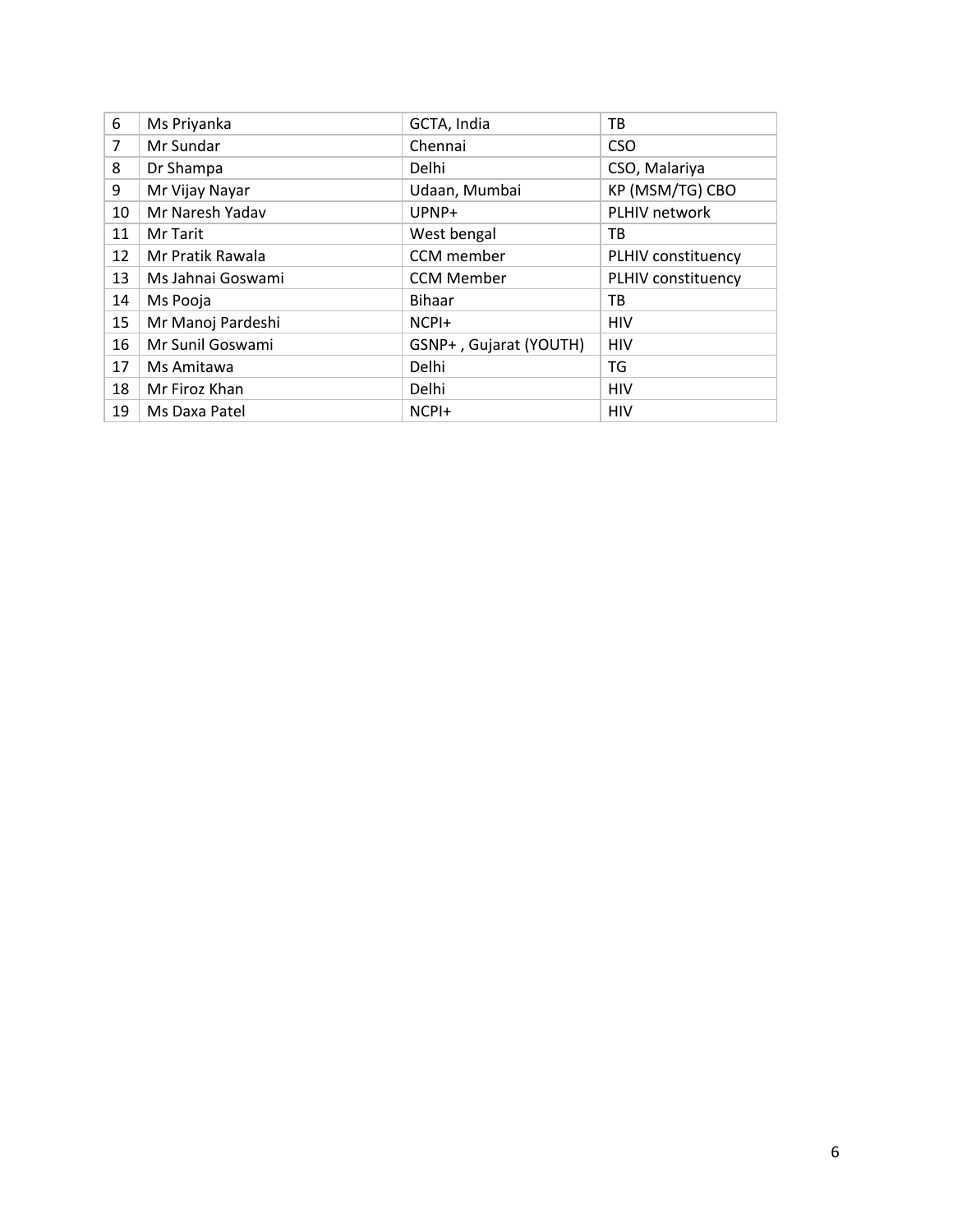| | | | |
|---|---|---|---|
| 6 | Ms Priyanka | GCTA, India | TB |
| 7 | Mr Sundar | Chennai | CSO |
| 8 | Dr Shampa | Delhi | CSO, Malariya |
| 9 | Mr Vijay Nayar | Udaan, Mumbai | KP (MSM/TG) CBO |
| 10 | Mr Naresh Yadav | UPNP+ | PLHIV network |
| 11 | Mr Tarit | West bengal | TB |
| 12 | Mr Pratik Rawala | CCM member | PLHIV constituency |
| 13 | Ms Jahnai Goswami | CCM Member | PLHIV constituency |
| 14 | Ms Pooja | Bihaar | TB |
| 15 | Mr Manoj Pardeshi | NCPI+ | HIV |
| 16 | Mr Sunil Goswami | GSNP+ , Gujarat (YOUTH) | HIV |
| 17 | Ms Amitawa | Delhi | TG |
| 18 | Mr Firoz Khan | Delhi | HIV |
| 19 | Ms Daxa Patel | NCPI+ | HIV |